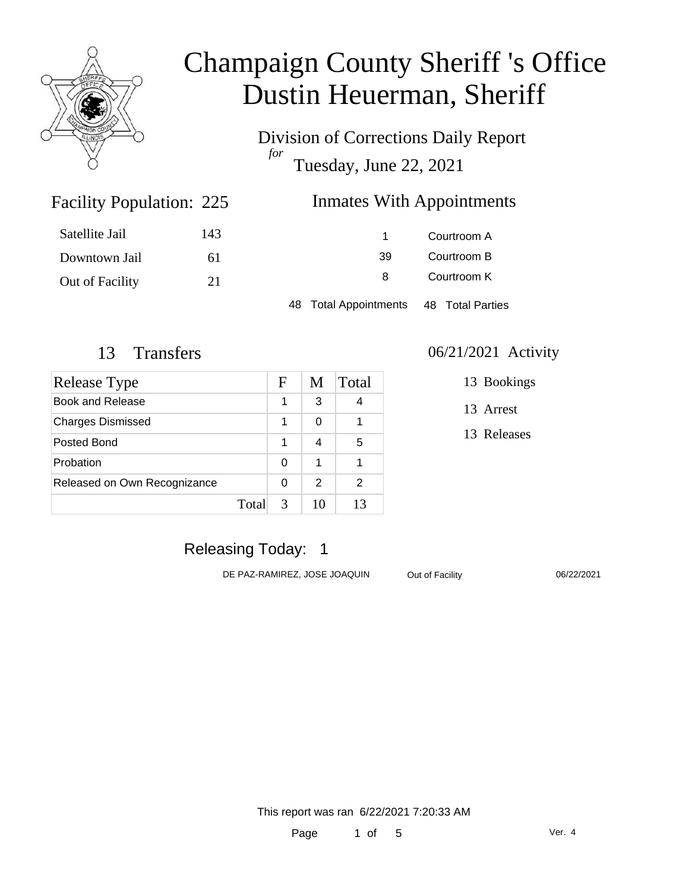# Champaign County Sheriff 's Office
# Dustin Heuerman, Sheriff

Division of Corrections Daily Report
*for*
Tuesday, June 22, 2021

## Facility Population: 225

| | |
|---|---|
| Satellite Jail | 143 |
| Downtown Jail | 61 |
| Out of Facility | 21 |

## Inmates With Appointments

| | |
|---|---|
| 1 | Courtroom A |
| 39 | Courtroom B |
| 8 | Courtroom K |

48 Total Appointments  48 Total Parties

## 13 Transfers

| Release Type | F | M | Total |
|---|---|---|---|
| Book and Release | 1 | 3 | 4 |
| Charges Dismissed | 1 | 0 | 1 |
| Posted Bond | 1 | 4 | 5 |
| Probation | 0 | 1 | 1 |
| Released on Own Recognizance | 0 | 2 | 2 |
| Total | 3 | 10 | 13 |

## 06/21/2021 Activity

- 13 Bookings
- 13 Arrest
- 13 Releases

## Releasing Today: 1

| | | |
|---|---|---|
| DE PAZ-RAMIREZ, JOSE JOAQUIN | Out of Facility | 06/22/2021 |

This report was ran 6/22/2021 7:20:33 AM

Ver. 4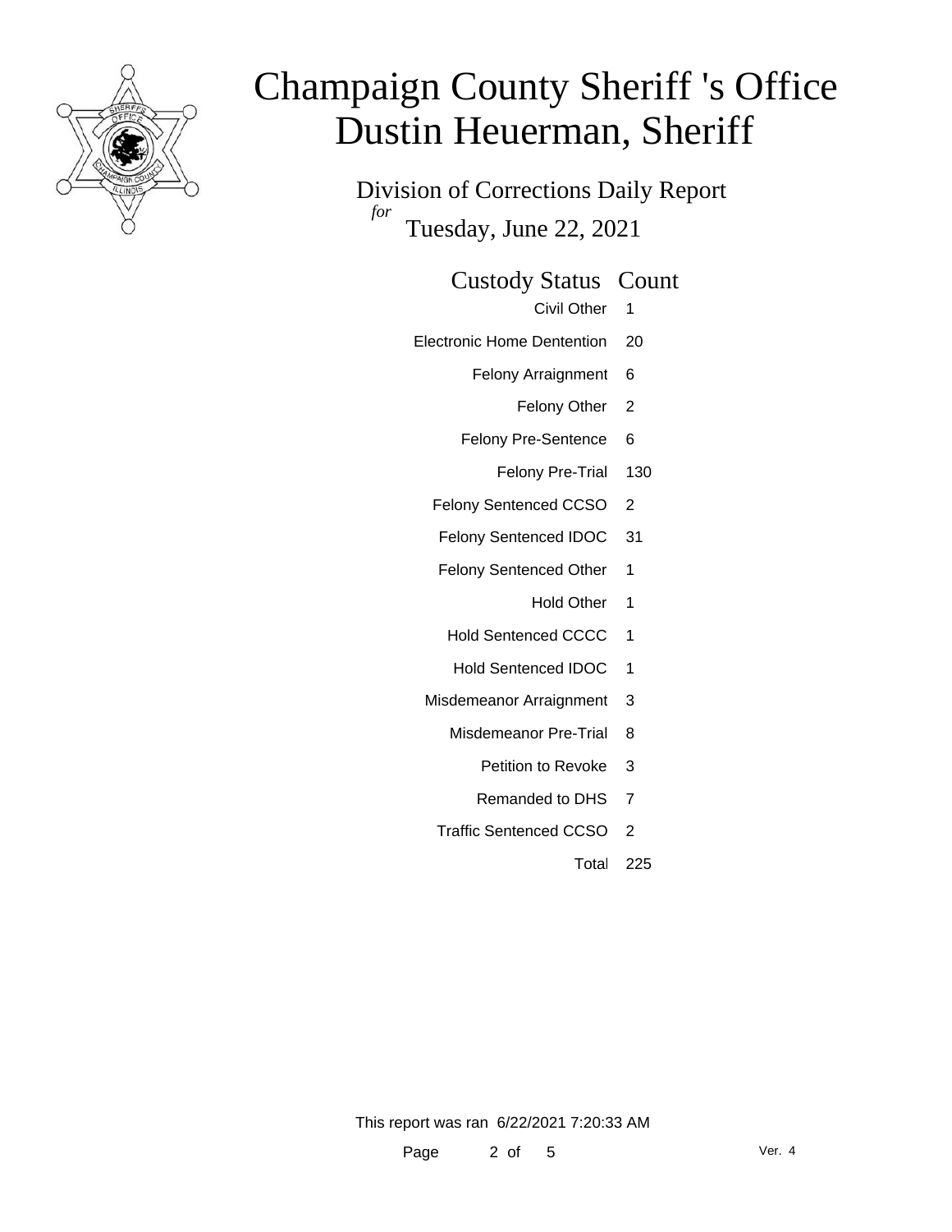# Champaign County Sheriff 's Office
# Dustin Heuerman, Sheriff

## Division of Corrections Daily Report
*for*
## Tuesday, June 22, 2021

| Custody Status | Count |
|---|---|
| Civil Other | 1 |
| Electronic Home Dentention | 20 |
| Felony Arraignment | 6 |
| Felony Other | 2 |
| Felony Pre-Sentence | 6 |
| Felony Pre-Trial | 130 |
| Felony Sentenced CCSO | 2 |
| Felony Sentenced IDOC | 31 |
| Felony Sentenced Other | 1 |
| Hold Other | 1 |
| Hold Sentenced CCCC | 1 |
| Hold Sentenced IDOC | 1 |
| Misdemeanor Arraignment | 3 |
| Misdemeanor Pre-Trial | 8 |
| Petition to Revoke | 3 |
| Remanded to DHS | 7 |
| Traffic Sentenced CCSO | 2 |
| Total | 225 |

This report was ran 6/22/2021 7:20:33 AM

Ver. 4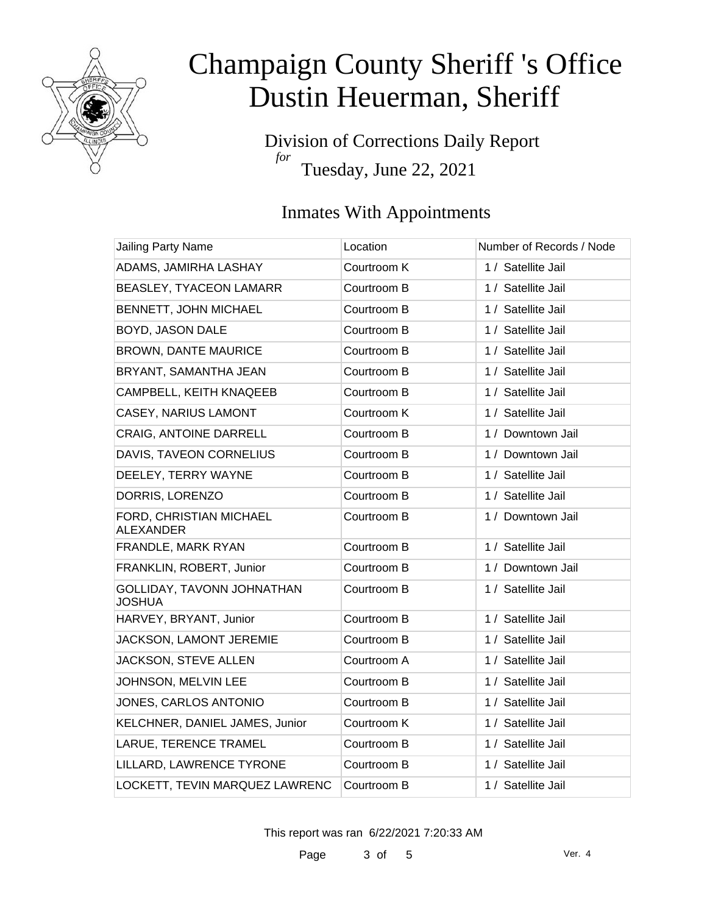# Champaign County Sheriff 's Office
# Dustin Heuerman, Sheriff

## Division of Corrections Daily Report
*for*
Tuesday, June 22, 2021

## Inmates With Appointments

| Jailing Party Name | Location | Number of Records / Node |
|---|---|---|
| ADAMS, JAMIRHA LASHAY | Courtroom K | 1 / Satellite Jail |
| BEASLEY, TYACEON LAMARR | Courtroom B | 1 / Satellite Jail |
| BENNETT, JOHN MICHAEL | Courtroom B | 1 / Satellite Jail |
| BOYD, JASON DALE | Courtroom B | 1 / Satellite Jail |
| BROWN, DANTE MAURICE | Courtroom B | 1 / Satellite Jail |
| BRYANT, SAMANTHA JEAN | Courtroom B | 1 / Satellite Jail |
| CAMPBELL, KEITH KNAQEEB | Courtroom B | 1 / Satellite Jail |
| CASEY, NARIUS LAMONT | Courtroom K | 1 / Satellite Jail |
| CRAIG, ANTOINE DARRELL | Courtroom B | 1 / Downtown Jail |
| DAVIS, TAVEON CORNELIUS | Courtroom B | 1 / Downtown Jail |
| DEELEY, TERRY WAYNE | Courtroom B | 1 / Satellite Jail |
| DORRIS, LORENZO | Courtroom B | 1 / Satellite Jail |
| FORD, CHRISTIAN MICHAEL ALEXANDER | Courtroom B | 1 / Downtown Jail |
| FRANDLE, MARK RYAN | Courtroom B | 1 / Satellite Jail |
| FRANKLIN, ROBERT, Junior | Courtroom B | 1 / Downtown Jail |
| GOLLIDAY, TAVONN JOHNATHAN JOSHUA | Courtroom B | 1 / Satellite Jail |
| HARVEY, BRYANT, Junior | Courtroom B | 1 / Satellite Jail |
| JACKSON, LAMONT JEREMIE | Courtroom B | 1 / Satellite Jail |
| JACKSON, STEVE ALLEN | Courtroom A | 1 / Satellite Jail |
| JOHNSON, MELVIN LEE | Courtroom B | 1 / Satellite Jail |
| JONES, CARLOS ANTONIO | Courtroom B | 1 / Satellite Jail |
| KELCHNER, DANIEL JAMES, Junior | Courtroom K | 1 / Satellite Jail |
| LARUE, TERENCE TRAMEL | Courtroom B | 1 / Satellite Jail |
| LILLARD, LAWRENCE TYRONE | Courtroom B | 1 / Satellite Jail |
| LOCKETT, TEVIN MARQUEZ LAWRENC | Courtroom B | 1 / Satellite Jail |

This report was ran 6/22/2021 7:20:33 AM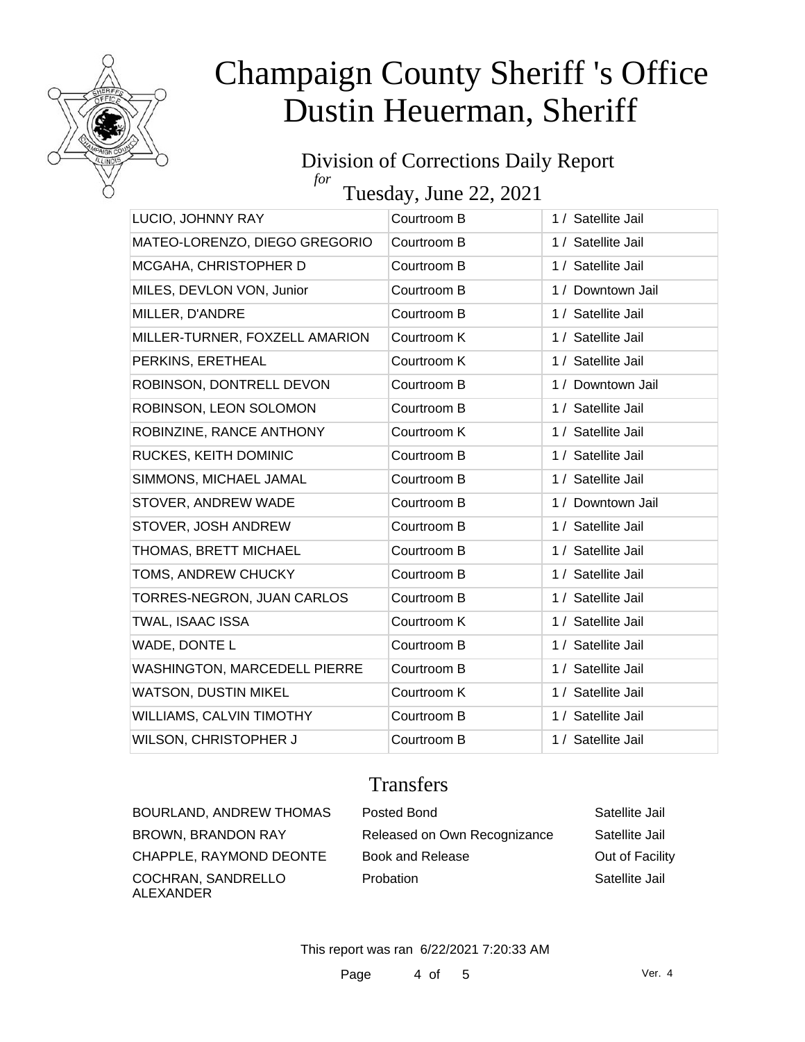# Champaign County Sheriff 's Office
# Dustin Heuerman, Sheriff

## Division of Corrections Daily Report
*for*
## Tuesday, June 22, 2021

| | | |
|---|---|---|
| LUCIO, JOHNNY RAY | Courtroom B | 1 / Satellite Jail |
| MATEO-LORENZO, DIEGO GREGORIO | Courtroom B | 1 / Satellite Jail |
| MCGAHA, CHRISTOPHER D | Courtroom B | 1 / Satellite Jail |
| MILES, DEVLON VON, Junior | Courtroom B | 1 / Downtown Jail |
| MILLER, D'ANDRE | Courtroom B | 1 / Satellite Jail |
| MILLER-TURNER, FOXZELL AMARION | Courtroom K | 1 / Satellite Jail |
| PERKINS, ERETHEAL | Courtroom K | 1 / Satellite Jail |
| ROBINSON, DONTRELL DEVON | Courtroom B | 1 / Downtown Jail |
| ROBINSON, LEON SOLOMON | Courtroom B | 1 / Satellite Jail |
| ROBINZINE, RANCE ANTHONY | Courtroom K | 1 / Satellite Jail |
| RUCKES, KEITH DOMINIC | Courtroom B | 1 / Satellite Jail |
| SIMMONS, MICHAEL JAMAL | Courtroom B | 1 / Satellite Jail |
| STOVER, ANDREW WADE | Courtroom B | 1 / Downtown Jail |
| STOVER, JOSH ANDREW | Courtroom B | 1 / Satellite Jail |
| THOMAS, BRETT MICHAEL | Courtroom B | 1 / Satellite Jail |
| TOMS, ANDREW CHUCKY | Courtroom B | 1 / Satellite Jail |
| TORRES-NEGRON, JUAN CARLOS | Courtroom B | 1 / Satellite Jail |
| TWAL, ISAAC ISSA | Courtroom K | 1 / Satellite Jail |
| WADE, DONTE L | Courtroom B | 1 / Satellite Jail |
| WASHINGTON, MARCEDELL PIERRE | Courtroom B | 1 / Satellite Jail |
| WATSON, DUSTIN MIKEL | Courtroom K | 1 / Satellite Jail |
| WILLIAMS, CALVIN TIMOTHY | Courtroom B | 1 / Satellite Jail |
| WILSON, CHRISTOPHER J | Courtroom B | 1 / Satellite Jail |

## Transfers

| | | |
|---|---|---|
| BOURLAND, ANDREW THOMAS | Posted Bond | Satellite Jail |
| BROWN, BRANDON RAY | Released on Own Recognizance | Satellite Jail |
| CHAPPLE, RAYMOND DEONTE | Book and Release | Out of Facility |
| COCHRAN, SANDRELLO ALEXANDER | Probation | Satellite Jail |

This report was ran 6/22/2021 7:20:33 AM

Ver. 4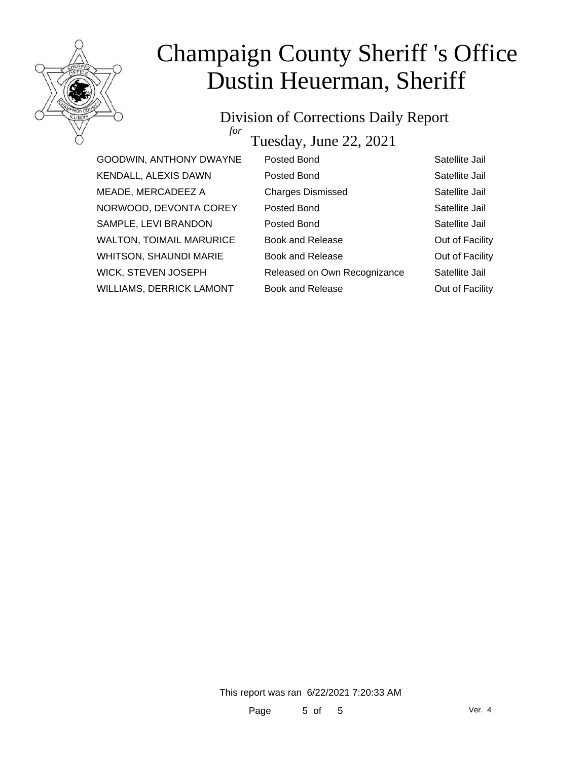# Champaign County Sheriff 's Office
# Dustin Heuerman, Sheriff

## Division of Corrections Daily Report

*for*

## Tuesday, June 22, 2021

| | | |
|---|---|---|
| GOODWIN, ANTHONY DWAYNE | Posted Bond | Satellite Jail |
| KENDALL, ALEXIS DAWN | Posted Bond | Satellite Jail |
| MEADE, MERCADEEZ A | Charges Dismissed | Satellite Jail |
| NORWOOD, DEVONTA COREY | Posted Bond | Satellite Jail |
| SAMPLE, LEVI BRANDON | Posted Bond | Satellite Jail |
| WALTON, TOIMAIL MARURICE | Book and Release | Out of Facility |
| WHITSON, SHAUNDI MARIE | Book and Release | Out of Facility |
| WICK, STEVEN JOSEPH | Released on Own Recognizance | Satellite Jail |
| WILLIAMS, DERRICK LAMONT | Book and Release | Out of Facility |

This report was ran 6/22/2021 7:20:33 AM

Ver. 4